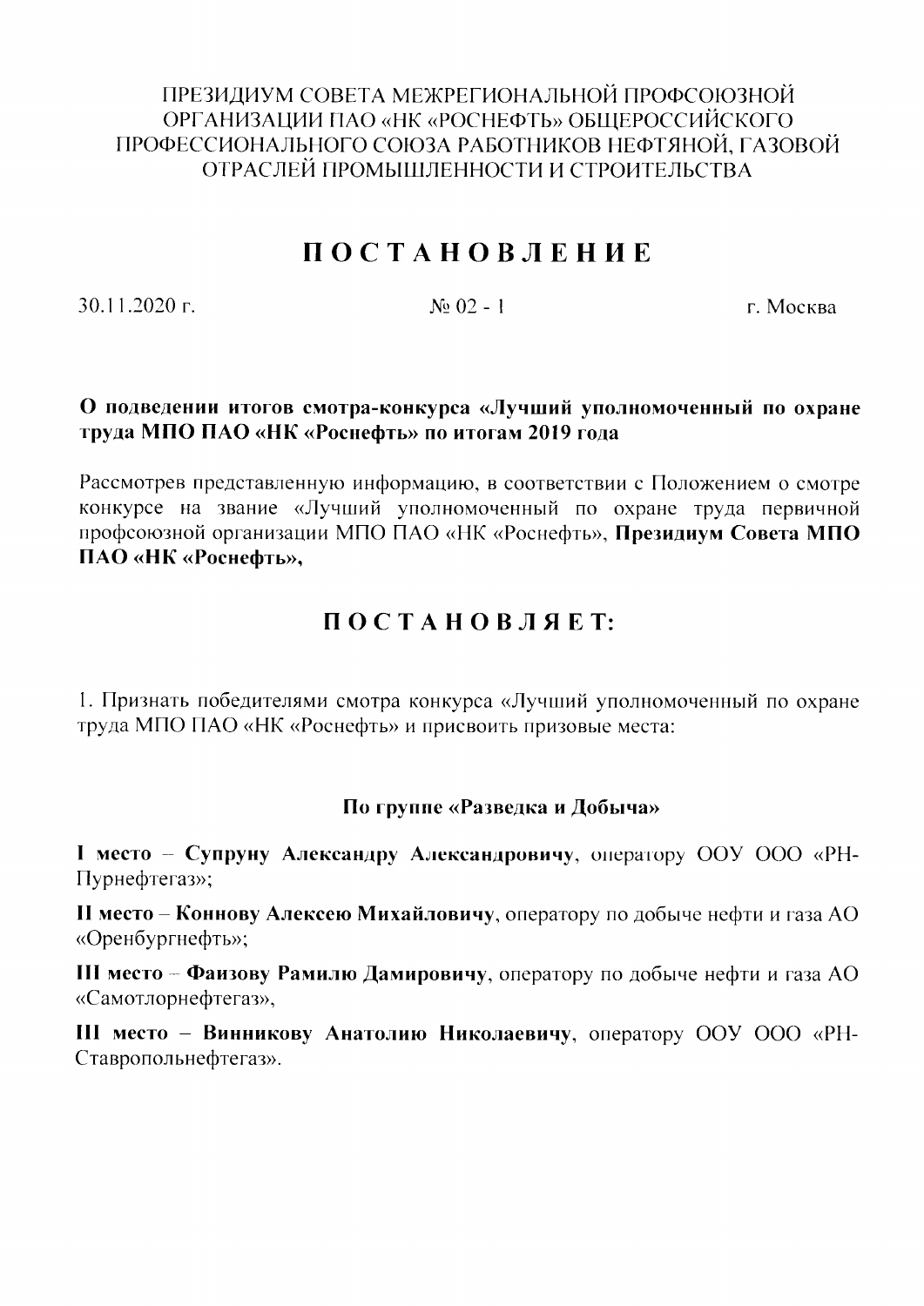ПРЕЗИДИУМ СОВЕТА МЕЖРЕГИОНАЛЬНОЙ ПРОФСОЮЗНОЙ ОРГАНИЗАЦИИ ПАО «НК «РОСНЕФТЬ» ОБЩЕРОССИЙСКОГО ПРОФЕССИОНАЛЬНОГО СОЮЗА РАБОТНИКОВ НЕФТЯНОЙ, ГАЗОВОЙ ОТРАСЛЕЙ ПРОМЫШЛЕННОСТИ И СТРОИТЕЛЬСТВА

# ПОСТАНОВЛЕНИЕ

30.11.2020 г. № 02 - 1 г. Москва

**О подведении итогов смотра-конкурса «Лучший уполномоченный по охране труда МПО ПАО «НК «Роснефть» по итогам 2019 года**

Рассмотрев представленную информацию, в соответствии с Положением о смотре конкурсе на звание «Лучший уполномоченный по охране труда первичной профсоюзной организации МПО ПАО «НК «Роснефть», **Президиум Совета МПО ПАО «НК «Роснефть»,**

## ПОСТАНОВЛЯЕТ:

1. Признать победителями смотра конкурса «Лучший уполномоченный по охране труда МПО ПАО «НК «Роснефть» и присвоить призовые места:

**По группе «Разведка и Добыча»**

**I место – Супруну Александру Александровичу**, оператору ООУ ООО «РН-Пурнефтегаз»;

**II место – Коннову Алексею Михайловичу**, оператору по добыче нефти и газа АО «Оренбургнефть»;

**III место – Фаизову Рамилю Дамировичу**, оператору по добыче нефти и газа АО «Самотлорнефтегаз»,

**III место – Винникову Анатолию Николаевичу**, оператору ООУ ООО «РН-Ставропольнефтегаз».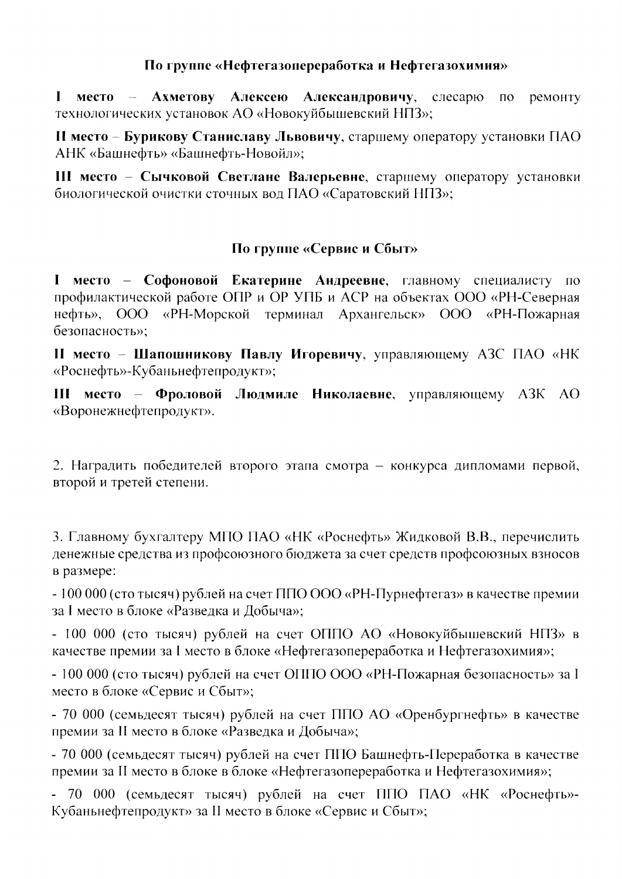### По группе «Нефтегазопереработка и Нефтегазохимия»

**I место – Ахметову Алексею Александровичу**, слесарю по ремонту технологических установок АО «Новокуйбышевский НПЗ»;

**II место – Бурикову Станиславу Львовичу**, старшему оператору установки ПАО АНК «Башнефть» «Башнефть-Новойл»;

**III место – Сычковой Светлане Валерьевне**, старшему оператору установки биологической очистки сточных вод ПАО «Саратовский НПЗ»;

### По группе «Сервис и Сбыт»

**I место – Софоновой Екатерине Андреевне**, главному специалисту по профилактической работе ОПР и ОР УПБ и АСР на объектах ООО «РН-Северная нефть», ООО «РН-Морской терминал Архангельск» ООО «РН-Пожарная безопасность»;

**II место – Шапошникову Павлу Игоревичу**, управляющему АЗС ПАО «НК «Роснефть»-Кубаньнефтепродукт»;

**III место – Фроловой Людмиле Николаевне**, управляющему АЗК АО «Воронежнефтепродукт».

2. Наградить победителей второго этапа смотра – конкурса дипломами первой, второй и третей степени.

3. Главному бухгалтеру МПО ПАО «НК «Роснефть» Жидковой В.В., перечислить денежные средства из профсоюзного бюджета за счет средств профсоюзных взносов в размере:

- 100 000 (сто тысяч) рублей на счет ППО ООО «РН-Пурнефтегаз» в качестве премии за I место в блоке «Разведка и Добыча»;
- 100 000 (сто тысяч) рублей на счет ОППО АО «Новокуйбышевский НПЗ» в качестве премии за I место в блоке «Нефтегазопереработка и Нефтегазохимия»;
- 100 000 (сто тысяч) рублей на счет ОППО ООО «РН-Пожарная безопасность» за I место в блоке «Сервис и Сбыт»;
- 70 000 (семьдесят тысяч) рублей на счет ППО АО «Оренбургнефть» в качестве премии за II место в блоке «Разведка и Добыча»;
- 70 000 (семьдесят тысяч) рублей на счет ППО Башнефть-Переработка в качестве премии за II место в блоке в блоке «Нефтегазопереработка и Нефтегазохимия»;
- 70 000 (семьдесят тысяч) рублей на счет ППО ПАО «НК «Роснефть»-Кубаньнефтепродукт» за II место в блоке «Сервис и Сбыт»;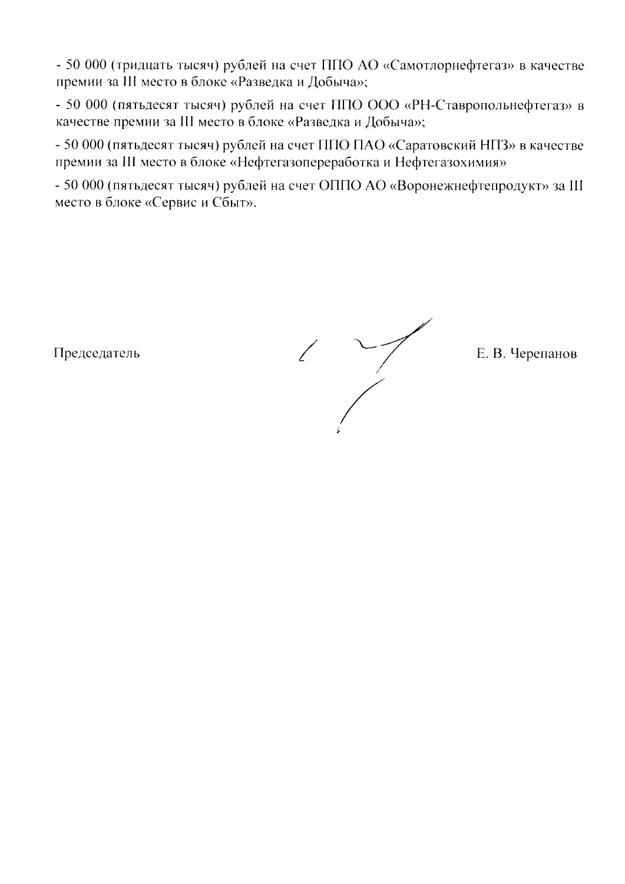- 50 000 (тридцать тысяч) рублей на счет ППО АО «Самотлорнефтегаз» в качестве премии за III место в блоке «Разведка и Добыча»;

- 50 000 (пятьдесят тысяч) рублей на счет ППО ООО «РН-Ставропольнефтегаз» в качестве премии за III место в блоке «Разведка и Добыча»;

- 50 000 (пятьдесят тысяч) рублей на счет ППО ПАО «Саратовский НПЗ» в качестве премии за III место в блоке «Нефтегазопереработка и Нефтегазохимия»

- 50 000 (пятьдесят тысяч) рублей на счет ОППО АО «Воронежнефтепродукт» за III место в блоке «Сервис и Сбыт».

Председатель Е. В. Черепанов